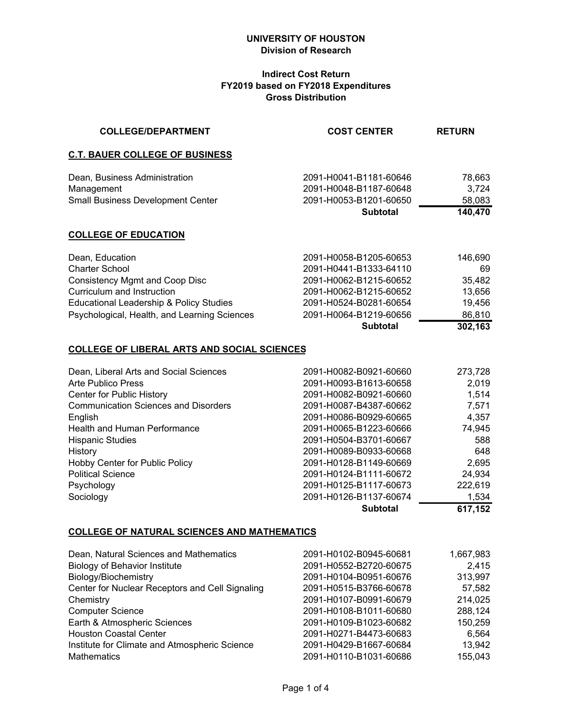**UNIVERSITY OF HOUSTON**
**Division of Research**

**Indirect Cost Return**
**FY2019 based on FY2018 Expenditures**
**Gross Distribution**

| COLLEGE/DEPARTMENT | COST CENTER | RETURN |
|---|---|---|
| **C.T. BAUER COLLEGE OF BUSINESS** | | |
| Dean, Business Administration | 2091-H0041-B1181-60646 | 78,663 |
| Management | 2091-H0048-B1187-60648 | 3,724 |
| Small Business Development Center | 2091-H0053-B1201-60650 | 58,083 |
| | **Subtotal** | **140,470** |
| **COLLEGE OF EDUCATION** | | |
| Dean, Education | 2091-H0058-B1205-60653 | 146,690 |
| Charter School | 2091-H0441-B1333-64110 | 69 |
| Consistency Mgmt and Coop Disc | 2091-H0062-B1215-60652 | 35,482 |
| Curriculum and Instruction | 2091-H0062-B1215-60652 | 13,656 |
| Educational Leadership & Policy Studies | 2091-H0524-B0281-60654 | 19,456 |
| Psychological, Health, and Learning Sciences | 2091-H0064-B1219-60656 | 86,810 |
| | **Subtotal** | **302,163** |
| **COLLEGE OF LIBERAL ARTS AND SOCIAL SCIENCES** | | |
| Dean, Liberal Arts and Social Sciences | 2091-H0082-B0921-60660 | 273,728 |
| Arte Publico Press | 2091-H0093-B1613-60658 | 2,019 |
| Center for Public History | 2091-H0082-B0921-60660 | 1,514 |
| Communication Sciences and Disorders | 2091-H0087-B4387-60662 | 7,571 |
| English | 2091-H0086-B0929-60665 | 4,357 |
| Health and Human Performance | 2091-H0065-B1223-60666 | 74,945 |
| Hispanic Studies | 2091-H0504-B3701-60667 | 588 |
| History | 2091-H0089-B0933-60668 | 648 |
| Hobby Center for Public Policy | 2091-H0128-B1149-60669 | 2,695 |
| Political Science | 2091-H0124-B1111-60672 | 24,934 |
| Psychology | 2091-H0125-B1117-60673 | 222,619 |
| Sociology | 2091-H0126-B1137-60674 | 1,534 |
| | **Subtotal** | **617,152** |
| **COLLEGE OF NATURAL SCIENCES AND MATHEMATICS** | | |
| Dean, Natural Sciences and Mathematics | 2091-H0102-B0945-60681 | 1,667,983 |
| Biology of Behavior Institute | 2091-H0552-B2720-60675 | 2,415 |
| Biology/Biochemistry | 2091-H0104-B0951-60676 | 313,997 |
| Center for Nuclear Receptors and Cell Signaling | 2091-H0515-B3766-60678 | 57,582 |
| Chemistry | 2091-H0107-B0991-60679 | 214,025 |
| Computer Science | 2091-H0108-B1011-60680 | 288,124 |
| Earth & Atmospheric Sciences | 2091-H0109-B1023-60682 | 150,259 |
| Houston Coastal Center | 2091-H0271-B4473-60683 | 6,564 |
| Institute for Climate and Atmospheric Science | 2091-H0429-B1667-60684 | 13,942 |
| Mathematics | 2091-H0110-B1031-60686 | 155,043 |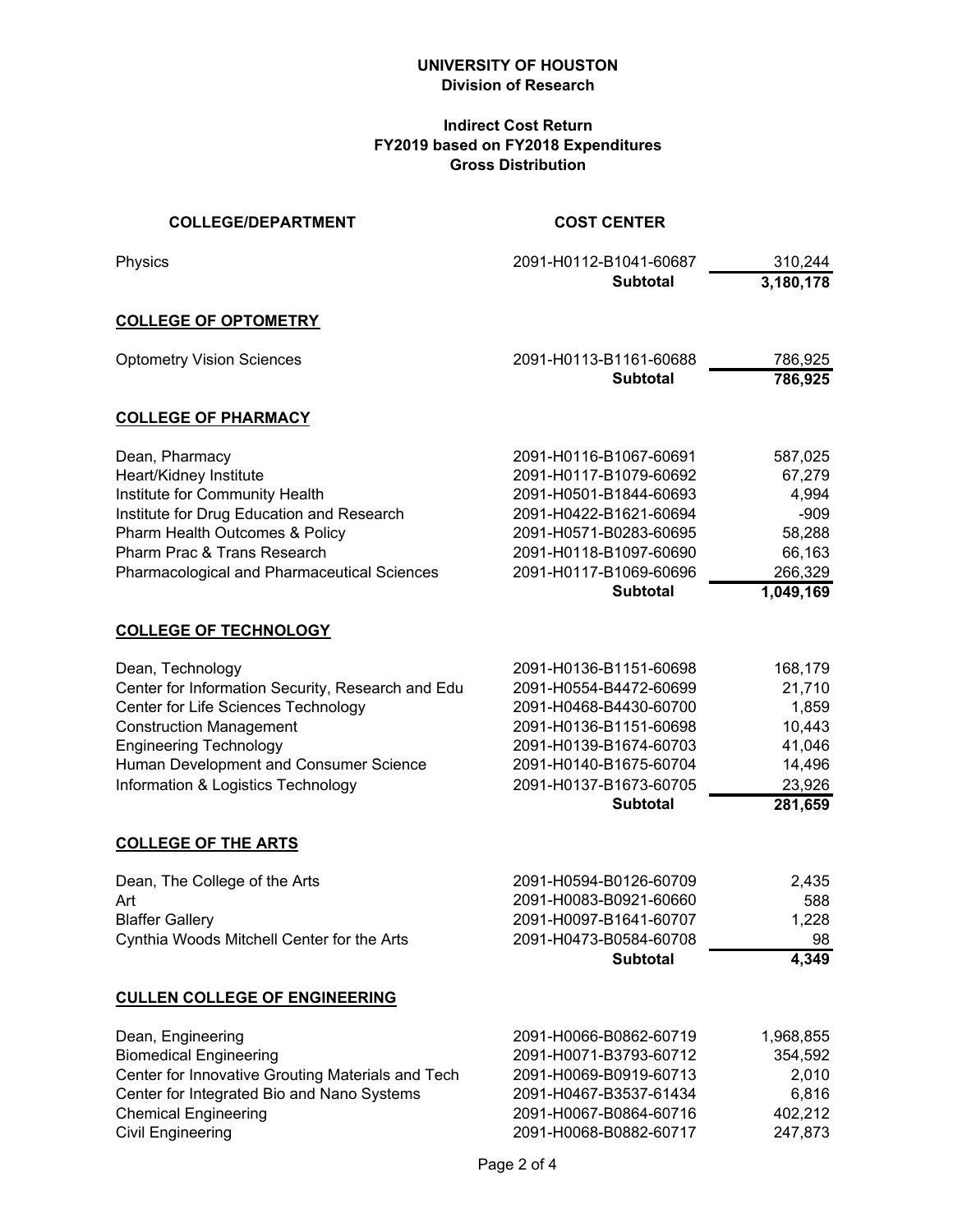**UNIVERSITY OF HOUSTON**
**Division of Research**

**Indirect Cost Return**
**FY2019 based on FY2018 Expenditures**
**Gross Distribution**

| COLLEGE/DEPARTMENT | COST CENTER | |
|---|---|---|
| Physics | 2091-H0112-B1041-60687 | 310,244 |
| | **Subtotal** | **3,180,178** |
| **COLLEGE OF OPTOMETRY** | | |
| Optometry Vision Sciences | 2091-H0113-B1161-60688 | 786,925 |
| | **Subtotal** | **786,925** |
| **COLLEGE OF PHARMACY** | | |
| Dean, Pharmacy | 2091-H0116-B1067-60691 | 587,025 |
| Heart/Kidney Institute | 2091-H0117-B1079-60692 | 67,279 |
| Institute for Community Health | 2091-H0501-B1844-60693 | 4,994 |
| Institute for Drug Education and Research | 2091-H0422-B1621-60694 | -909 |
| Pharm Health Outcomes & Policy | 2091-H0571-B0283-60695 | 58,288 |
| Pharm Prac & Trans Research | 2091-H0118-B1097-60690 | 66,163 |
| Pharmacological and Pharmaceutical Sciences | 2091-H0117-B1069-60696 | 266,329 |
| | **Subtotal** | **1,049,169** |
| **COLLEGE OF TECHNOLOGY** | | |
| Dean, Technology | 2091-H0136-B1151-60698 | 168,179 |
| Center for Information Security, Research and Edu | 2091-H0554-B4472-60699 | 21,710 |
| Center for Life Sciences Technology | 2091-H0468-B4430-60700 | 1,859 |
| Construction Management | 2091-H0136-B1151-60698 | 10,443 |
| Engineering Technology | 2091-H0139-B1674-60703 | 41,046 |
| Human Development and Consumer Science | 2091-H0140-B1675-60704 | 14,496 |
| Information & Logistics Technology | 2091-H0137-B1673-60705 | 23,926 |
| | **Subtotal** | **281,659** |
| **COLLEGE OF THE ARTS** | | |
| Dean, The College of the Arts | 2091-H0594-B0126-60709 | 2,435 |
| Art | 2091-H0083-B0921-60660 | 588 |
| Blaffer Gallery | 2091-H0097-B1641-60707 | 1,228 |
| Cynthia Woods Mitchell Center for the Arts | 2091-H0473-B0584-60708 | 98 |
| | **Subtotal** | **4,349** |
| **CULLEN COLLEGE OF ENGINEERING** | | |
| Dean, Engineering | 2091-H0066-B0862-60719 | 1,968,855 |
| Biomedical Engineering | 2091-H0071-B3793-60712 | 354,592 |
| Center for Innovative Grouting Materials and Tech | 2091-H0069-B0919-60713 | 2,010 |
| Center for Integrated Bio and Nano Systems | 2091-H0467-B3537-61434 | 6,816 |
| Chemical Engineering | 2091-H0067-B0864-60716 | 402,212 |
| Civil Engineering | 2091-H0068-B0882-60717 | 247,873 |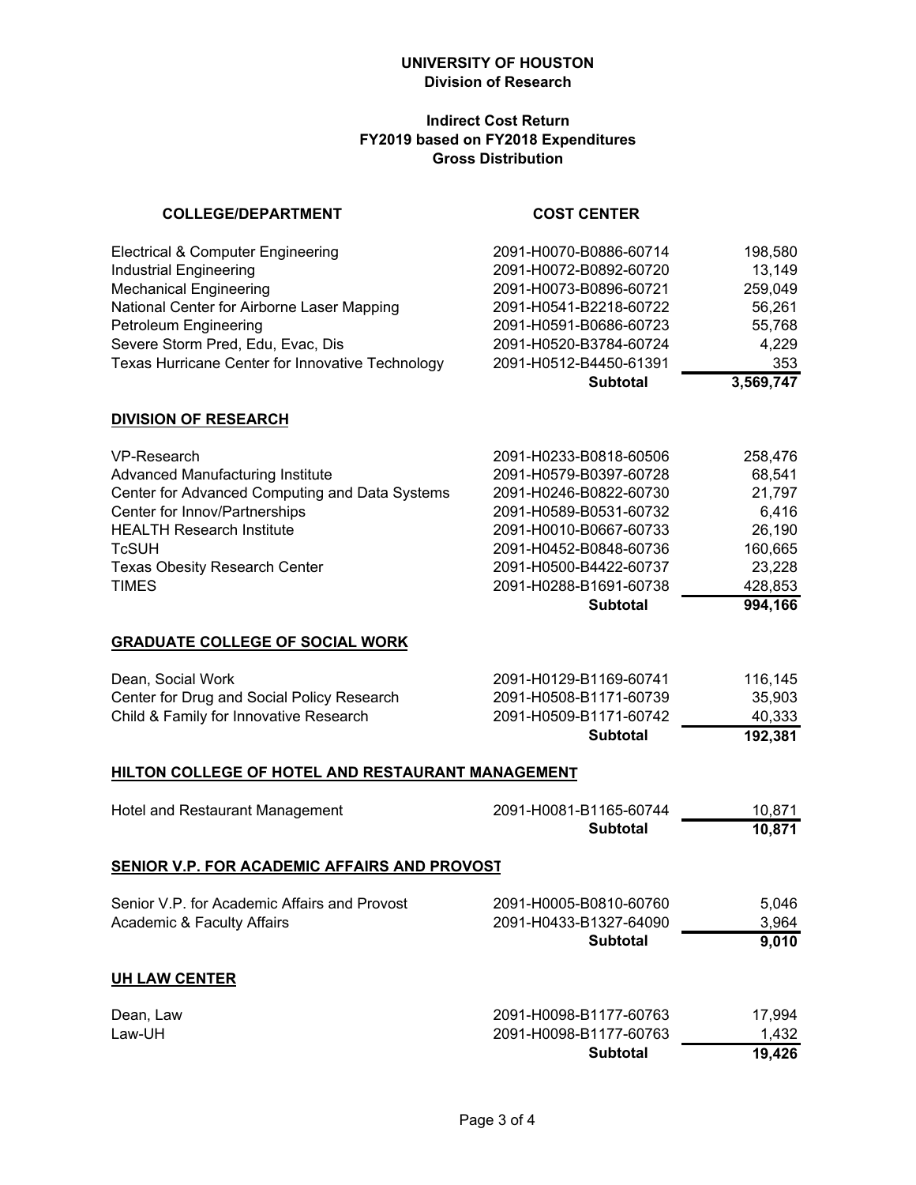**UNIVERSITY OF HOUSTON**
**Division of Research**

**Indirect Cost Return**
**FY2019 based on FY2018 Expenditures**
**Gross Distribution**

| COLLEGE/DEPARTMENT | COST CENTER | |
|---|---|---|
| Electrical & Computer Engineering | 2091-H0070-B0886-60714 | 198,580 |
| Industrial Engineering | 2091-H0072-B0892-60720 | 13,149 |
| Mechanical Engineering | 2091-H0073-B0896-60721 | 259,049 |
| National Center for Airborne Laser Mapping | 2091-H0541-B2218-60722 | 56,261 |
| Petroleum Engineering | 2091-H0591-B0686-60723 | 55,768 |
| Severe Storm Pred, Edu, Evac, Dis | 2091-H0520-B3784-60724 | 4,229 |
| Texas Hurricane Center for Innovative Technology | 2091-H0512-B4450-61391 | 353 |
| | **Subtotal** | **3,569,747** |
| **DIVISION OF RESEARCH** | | |
| VP-Research | 2091-H0233-B0818-60506 | 258,476 |
| Advanced Manufacturing Institute | 2091-H0579-B0397-60728 | 68,541 |
| Center for Advanced Computing and Data Systems | 2091-H0246-B0822-60730 | 21,797 |
| Center for Innov/Partnerships | 2091-H0589-B0531-60732 | 6,416 |
| HEALTH Research Institute | 2091-H0010-B0667-60733 | 26,190 |
| TcSUH | 2091-H0452-B0848-60736 | 160,665 |
| Texas Obesity Research Center | 2091-H0500-B4422-60737 | 23,228 |
| TIMES | 2091-H0288-B1691-60738 | 428,853 |
| | **Subtotal** | **994,166** |
| **GRADUATE COLLEGE OF SOCIAL WORK** | | |
| Dean, Social Work | 2091-H0129-B1169-60741 | 116,145 |
| Center for Drug and Social Policy Research | 2091-H0508-B1171-60739 | 35,903 |
| Child & Family for Innovative Research | 2091-H0509-B1171-60742 | 40,333 |
| | **Subtotal** | **192,381** |
| **HILTON COLLEGE OF HOTEL AND RESTAURANT MANAGEMENT** | | |
| Hotel and Restaurant Management | 2091-H0081-B1165-60744 | 10,871 |
| | **Subtotal** | **10,871** |
| **SENIOR V.P. FOR ACADEMIC AFFAIRS AND PROVOST** | | |
| Senior V.P. for Academic Affairs and Provost | 2091-H0005-B0810-60760 | 5,046 |
| Academic & Faculty Affairs | 2091-H0433-B1327-64090 | 3,964 |
| | **Subtotal** | **9,010** |
| **UH LAW CENTER** | | |
| Dean, Law | 2091-H0098-B1177-60763 | 17,994 |
| Law-UH | 2091-H0098-B1177-60763 | 1,432 |
| | **Subtotal** | **19,426** |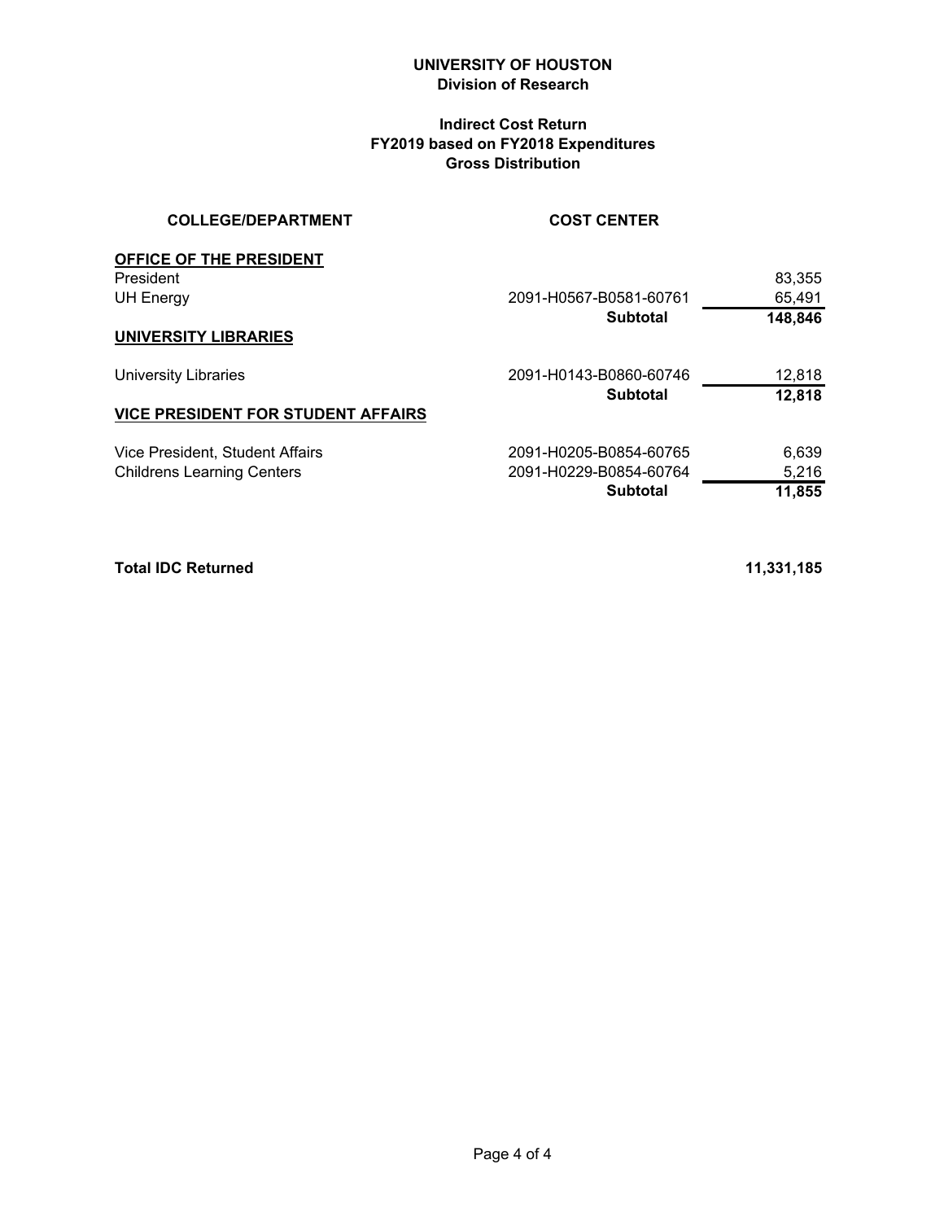**UNIVERSITY OF HOUSTON**
**Division of Research**

**Indirect Cost Return**
**FY2019 based on FY2018 Expenditures**
**Gross Distribution**

| COLLEGE/DEPARTMENT | COST CENTER | |
|---|---|---|
| **OFFICE OF THE PRESIDENT** | | |
| President | | 83,355 |
| UH Energy | 2091-H0567-B0581-60761 | 65,491 |
| | **Subtotal** | **148,846** |
| **UNIVERSITY LIBRARIES** | | |
| University Libraries | 2091-H0143-B0860-60746 | 12,818 |
| | **Subtotal** | **12,818** |
| **VICE PRESIDENT FOR STUDENT AFFAIRS** | | |
| Vice President, Student Affairs | 2091-H0205-B0854-60765 | 6,639 |
| Childrens Learning Centers | 2091-H0229-B0854-60764 | 5,216 |
| | **Subtotal** | **11,855** |
| | | |
| **Total IDC Returned** | | **11,331,185** |